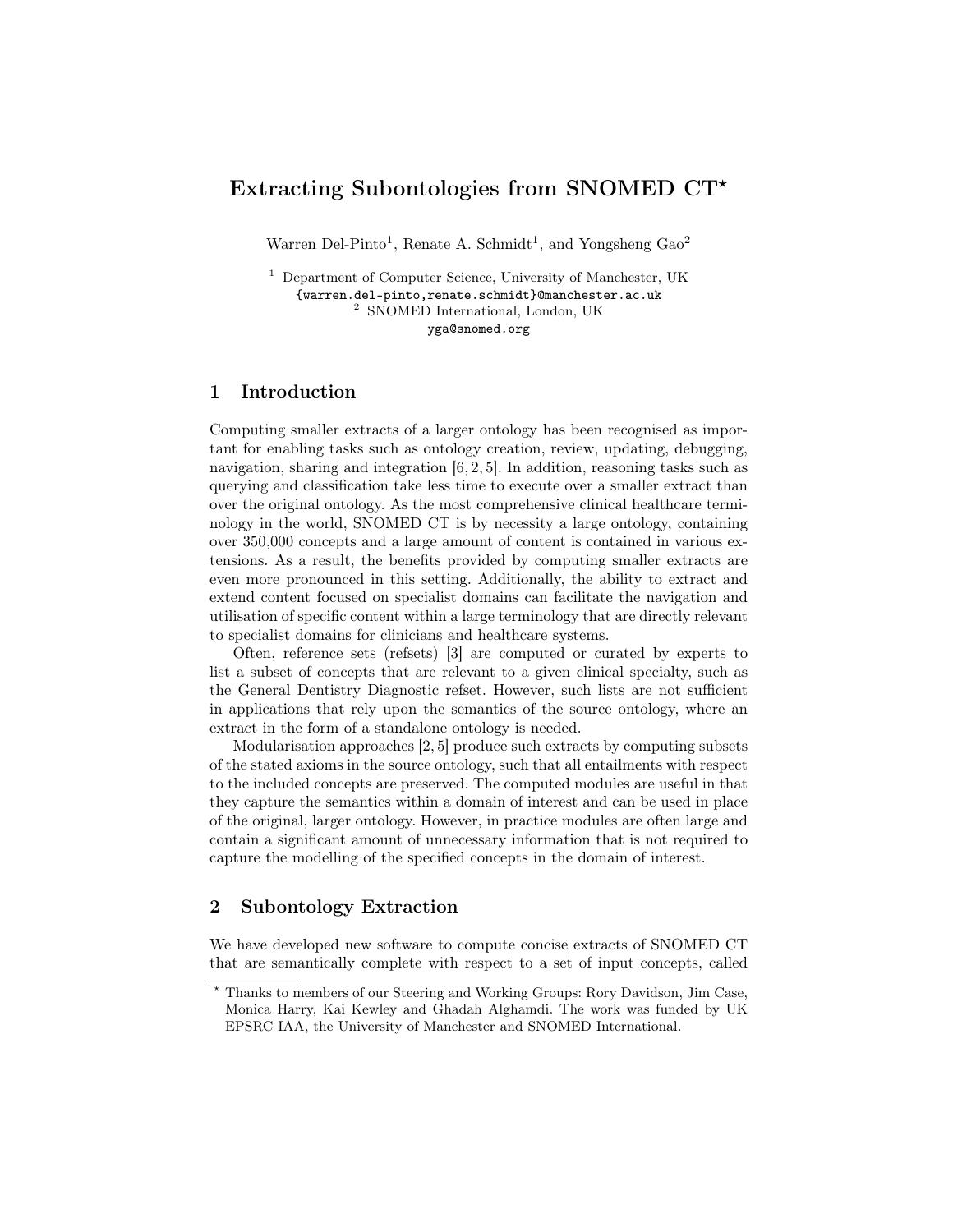# Extracting Subontologies from SNOMED CT*

Warren Del-Pinto[1], Renate A. Schmidt[1], and Yongsheng Gao[2]

[1] Department of Computer Science, University of Manchester, UK
{warren.del-pinto,renate.schmidt}@manchester.ac.uk
[2] SNOMED International, London, UK
yga@snomed.org

## 1 Introduction

Computing smaller extracts of a larger ontology has been recognised as important for enabling tasks such as ontology creation, review, updating, debugging, navigation, sharing and integration [6, 2, 5]. In addition, reasoning tasks such as querying and classification take less time to execute over a smaller extract than over the original ontology. As the most comprehensive clinical healthcare terminology in the world, SNOMED CT is by necessity a large ontology, containing over 350,000 concepts and a large amount of content is contained in various extensions. As a result, the benefits provided by computing smaller extracts are even more pronounced in this setting. Additionally, the ability to extract and extend content focused on specialist domains can facilitate the navigation and utilisation of specific content within a large terminology that are directly relevant to specialist domains for clinicians and healthcare systems.

Often, reference sets (refsets) [3] are computed or curated by experts to list a subset of concepts that are relevant to a given clinical specialty, such as the General Dentistry Diagnostic refset. However, such lists are not sufficient in applications that rely upon the semantics of the source ontology, where an extract in the form of a standalone ontology is needed.

Modularisation approaches [2, 5] produce such extracts by computing subsets of the stated axioms in the source ontology, such that all entailments with respect to the included concepts are preserved. The computed modules are useful in that they capture the semantics within a domain of interest and can be used in place of the original, larger ontology. However, in practice modules are often large and contain a significant amount of unnecessary information that is not required to capture the modelling of the specified concepts in the domain of interest.

## 2 Subontology Extraction

We have developed new software to compute concise extracts of SNOMED CT that are semantically complete with respect to a set of input concepts, called

* Thanks to members of our Steering and Working Groups: Rory Davidson, Jim Case, Monica Harry, Kai Kewley and Ghadah Alghamdi. The work was funded by UK EPSRC IAA, the University of Manchester and SNOMED International.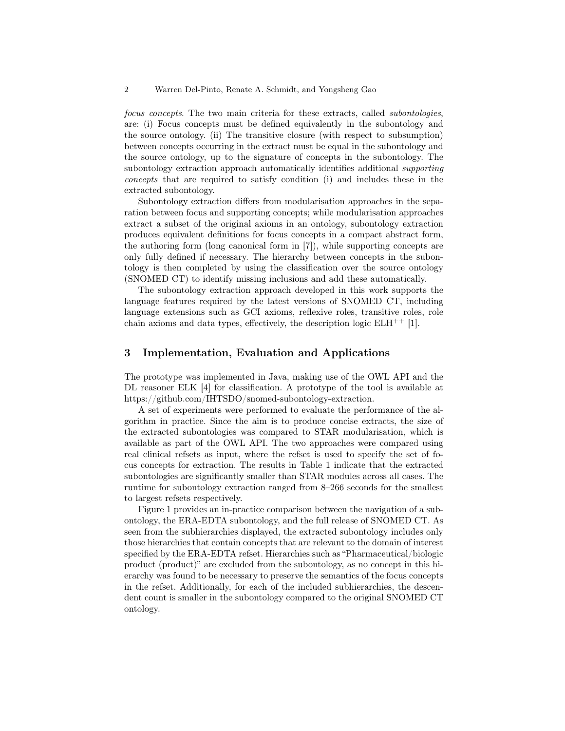*focus concepts*. The two main criteria for these extracts, called *subontologies*, are: (i) Focus concepts must be defined equivalently in the subontology and the source ontology. (ii) The transitive closure (with respect to subsumption) between concepts occurring in the extract must be equal in the subontology and the source ontology, up to the signature of concepts in the subontology. The subontology extraction approach automatically identifies additional *supporting concepts* that are required to satisfy condition (i) and includes these in the extracted subontology.

Subontology extraction differs from modularisation approaches in the separation between focus and supporting concepts; while modularisation approaches extract a subset of the original axioms in an ontology, subontology extraction produces equivalent definitions for focus concepts in a compact abstract form, the authoring form (long canonical form in [7]), while supporting concepts are only fully defined if necessary. The hierarchy between concepts in the subontology is then completed by using the classification over the source ontology (SNOMED CT) to identify missing inclusions and add these automatically.

The subontology extraction approach developed in this work supports the language features required by the latest versions of SNOMED CT, including language extensions such as GCI axioms, reflexive roles, transitive roles, role chain axioms and data types, effectively, the description logic $\mathcal{ELH}^{++}$ [1].

## 3 Implementation, Evaluation and Applications

The prototype was implemented in Java, making use of the OWL API and the DL reasoner ELK [4] for classification. A prototype of the tool is available at https://github.com/IHTSDO/snomed-subontology-extraction.

A set of experiments were performed to evaluate the performance of the algorithm in practice. Since the aim is to produce concise extracts, the size of the extracted subontologies was compared to STAR modularisation, which is available as part of the OWL API. The two approaches were compared using real clinical refsets as input, where the refset is used to specify the set of focus concepts for extraction. The results in Table 1 indicate that the extracted subontologies are significantly smaller than STAR modules across all cases. The runtime for subontology extraction ranged from 8–266 seconds for the smallest to largest refsets respectively.

Figure 1 provides an in-practice comparison between the navigation of a subontology, the ERA-EDTA subontology, and the full release of SNOMED CT. As seen from the subhierarchies displayed, the extracted subontology includes only those hierarchies that contain concepts that are relevant to the domain of interest specified by the ERA-EDTA refset. Hierarchies such as "Pharmaceutical/biologic product (product)" are excluded from the subontology, as no concept in this hierarchy was found to be necessary to preserve the semantics of the focus concepts in the refset. Additionally, for each of the included subhierarchies, the descendent count is smaller in the subontology compared to the original SNOMED CT ontology.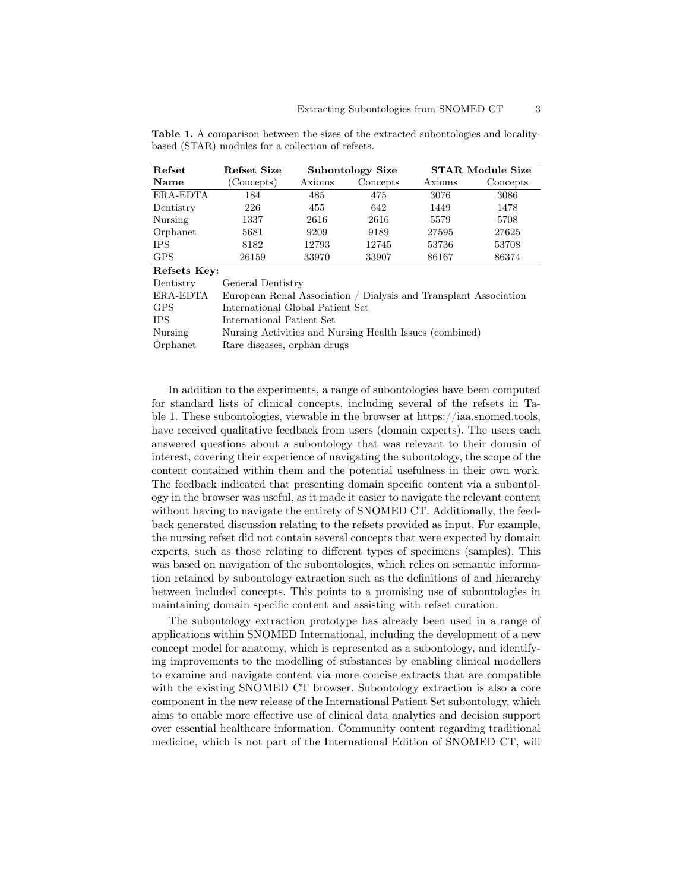**Table 1.** A comparison between the sizes of the extracted subontologies and locality-based (STAR) modules for a collection of refsets.

| Refset Name | Refset Size (Concepts) | Subontology Size | | STAR Module Size | |
|---|---|---|---|---|---|
| | | Axioms | Concepts | Axioms | Concepts |
| ERA-EDTA | 184 | 485 | 475 | 3076 | 3086 |
| Dentistry | 226 | 455 | 642 | 1449 | 1478 |
| Nursing | 1337 | 2616 | 2616 | 5579 | 5708 |
| Orphanet | 5681 | 9209 | 9189 | 27595 | 27625 |
| IPS | 8182 | 12793 | 12745 | 53736 | 53708 |
| GPS | 26159 | 33970 | 33907 | 86167 | 86374 |

**Refsets Key:**

| | |
|---|---|
| Dentistry | General Dentistry |
| ERA-EDTA | European Renal Association / Dialysis and Transplant Association |
| GPS | International Global Patient Set |
| IPS | International Patient Set |
| Nursing | Nursing Activities and Nursing Health Issues (combined) |
| Orphanet | Rare diseases, orphan drugs |

In addition to the experiments, a range of subontologies have been computed for standard lists of clinical concepts, including several of the refsets in Table 1. These subontologies, viewable in the browser at https://iaa.snomed.tools, have received qualitative feedback from users (domain experts). The users each answered questions about a subontology that was relevant to their domain of interest, covering their experience of navigating the subontology, the scope of the content contained within them and the potential usefulness in their own work. The feedback indicated that presenting domain specific content via a subontology in the browser was useful, as it made it easier to navigate the relevant content without having to navigate the entirety of SNOMED CT. Additionally, the feedback generated discussion relating to the refsets provided as input. For example, the nursing refset did not contain several concepts that were expected by domain experts, such as those relating to different types of specimens (samples). This was based on navigation of the subontologies, which relies on semantic information retained by subontology extraction such as the definitions of and hierarchy between included concepts. This points to a promising use of subontologies in maintaining domain specific content and assisting with refset curation.

The subontology extraction prototype has already been used in a range of applications within SNOMED International, including the development of a new concept model for anatomy, which is represented as a subontology, and identifying improvements to the modelling of substances by enabling clinical modellers to examine and navigate content via more concise extracts that are compatible with the existing SNOMED CT browser. Subontology extraction is also a core component in the new release of the International Patient Set subontology, which aims to enable more effective use of clinical data analytics and decision support over essential healthcare information. Community content regarding traditional medicine, which is not part of the International Edition of SNOMED CT, will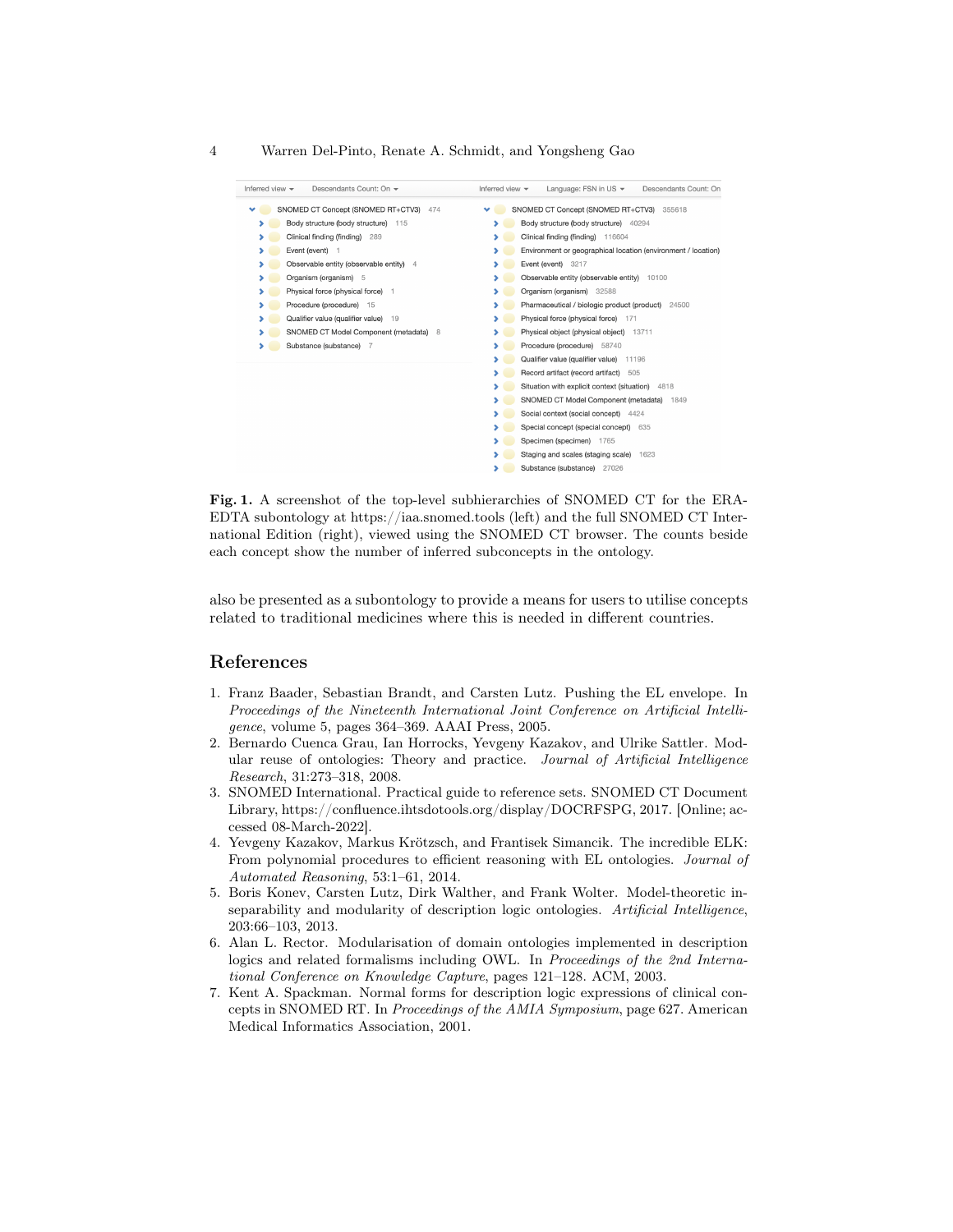**Fig. 1.** A screenshot of the top-level subhierarchies of SNOMED CT for the ERA-EDTA subontology at https://iaa.snomed.tools (left) and the full SNOMED CT International Edition (right), viewed using the SNOMED CT browser. The counts beside each concept show the number of inferred subconcepts in the ontology.

also be presented as a subontology to provide a means for users to utilise concepts related to traditional medicines where this is needed in different countries.

## References

1. Franz Baader, Sebastian Brandt, and Carsten Lutz. Pushing the EL envelope. In *Proceedings of the Nineteenth International Joint Conference on Artificial Intelligence*, volume 5, pages 364–369. AAAI Press, 2005.
2. Bernardo Cuenca Grau, Ian Horrocks, Yevgeny Kazakov, and Ulrike Sattler. Modular reuse of ontologies: Theory and practice. *Journal of Artificial Intelligence Research*, 31:273–318, 2008.
3. SNOMED International. Practical guide to reference sets. SNOMED CT Document Library, https://confluence.ihtsdotools.org/display/DOCRFSPG, 2017. [Online; accessed 08-March-2022].
4. Yevgeny Kazakov, Markus Krötzsch, and Frantisek Simancik. The incredible ELK: From polynomial procedures to efficient reasoning with EL ontologies. *Journal of Automated Reasoning*, 53:1–61, 2014.
5. Boris Konev, Carsten Lutz, Dirk Walther, and Frank Wolter. Model-theoretic inseparability and modularity of description logic ontologies. *Artificial Intelligence*, 203:66–103, 2013.
6. Alan L. Rector. Modularisation of domain ontologies implemented in description logics and related formalisms including OWL. In *Proceedings of the 2nd International Conference on Knowledge Capture*, pages 121–128. ACM, 2003.
7. Kent A. Spackman. Normal forms for description logic expressions of clinical concepts in SNOMED RT. In *Proceedings of the AMIA Symposium*, page 627. American Medical Informatics Association, 2001.